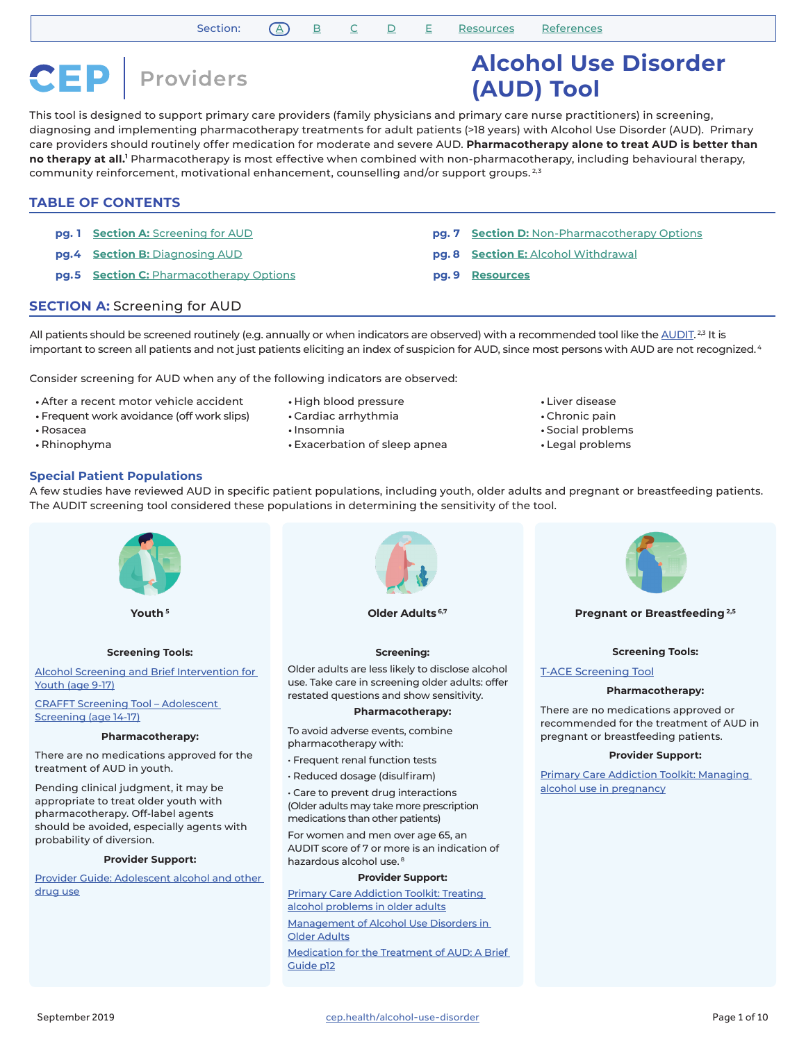Section: A B C D E Resources References

# CEP | Providers

# Alcohol Use Disorder (AUD) Tool

This tool is designed to support primary care providers (family physicians and primary care nurse practitioners) in screening, diagnosing and implementing pharmacotherapy treatments for adult patients (>18 years) with Alcohol Use Disorder (AUD). Primary care providers should routinely offer medication for moderate and severe AUD. **Pharmacotherapy alone to treat AUD is better than no therapy at all.**[1] Pharmacotherapy is most effective when combined with non-pharmacotherapy, including behavioural therapy, community reinforcement, motivational enhancement, counselling and/or support groups.[2,3]

## TABLE OF CONTENTS

- pg. 1 **Section A:** Screening for AUD
- pg.4 **Section B:** Diagnosing AUD
- pg.5 **Section C:** Pharmacotherapy Options
- pg. 7 **Section D:** Non-Pharmacotherapy Options
- pg. 8 **Section E:** Alcohol Withdrawal
- pg. 9 **Resources**

## SECTION A: Screening for AUD

All patients should be screened routinely (e.g. annually or when indicators are observed) with a recommended tool like the AUDIT.[2,3] It is important to screen all patients and not just patients eliciting an index of suspicion for AUD, since most persons with AUD are not recognized.[4]

Consider screening for AUD when any of the following indicators are observed:

- After a recent motor vehicle accident
- Frequent work avoidance (off work slips)
- Rosacea
- Rhinophyma
- High blood pressure
- Cardiac arrhythmia
- Insomnia
- Exacerbation of sleep apnea
- Liver disease
- Chronic pain
- Social problems
- Legal problems

### Special Patient Populations

A few studies have reviewed AUD in specific patient populations, including youth, older adults and pregnant or breastfeeding patients. The AUDIT screening tool considered these populations in determining the sensitivity of the tool.

#### Youth[5]

**Screening Tools:**

Alcohol Screening and Brief Intervention for Youth (age 9-17)

CRAFFT Screening Tool – Adolescent Screening (age 14-17)

**Pharmacotherapy:**

There are no medications approved for the treatment of AUD in youth.

Pending clinical judgment, it may be appropriate to treat older youth with pharmacotherapy. Off-label agents should be avoided, especially agents with probability of diversion.

**Provider Support:**

Provider Guide: Adolescent alcohol and other drug use

#### Older Adults[6,7]

**Screening:**

Older adults are less likely to disclose alcohol use. Take care in screening older adults: offer restated questions and show sensitivity.

**Pharmacotherapy:**

To avoid adverse events, combine pharmacotherapy with:

- Frequent renal function tests
- Reduced dosage (disulfiram)
- Care to prevent drug interactions (Older adults may take more prescription medications than other patients)

For women and men over age 65, an AUDIT score of 7 or more is an indication of hazardous alcohol use.[8]

**Provider Support:**

Primary Care Addiction Toolkit: Treating alcohol problems in older adults

Management of Alcohol Use Disorders in Older Adults

Medication for the Treatment of AUD: A Brief Guide p12

#### Pregnant or Breastfeeding[2,5]

**Screening Tools:**

T-ACE Screening Tool

**Pharmacotherapy:**

There are no medications approved or recommended for the treatment of AUD in pregnant or breastfeeding patients.

**Provider Support:**

Primary Care Addiction Toolkit: Managing alcohol use in pregnancy

September 2019 cep.health/alcohol-use-disorder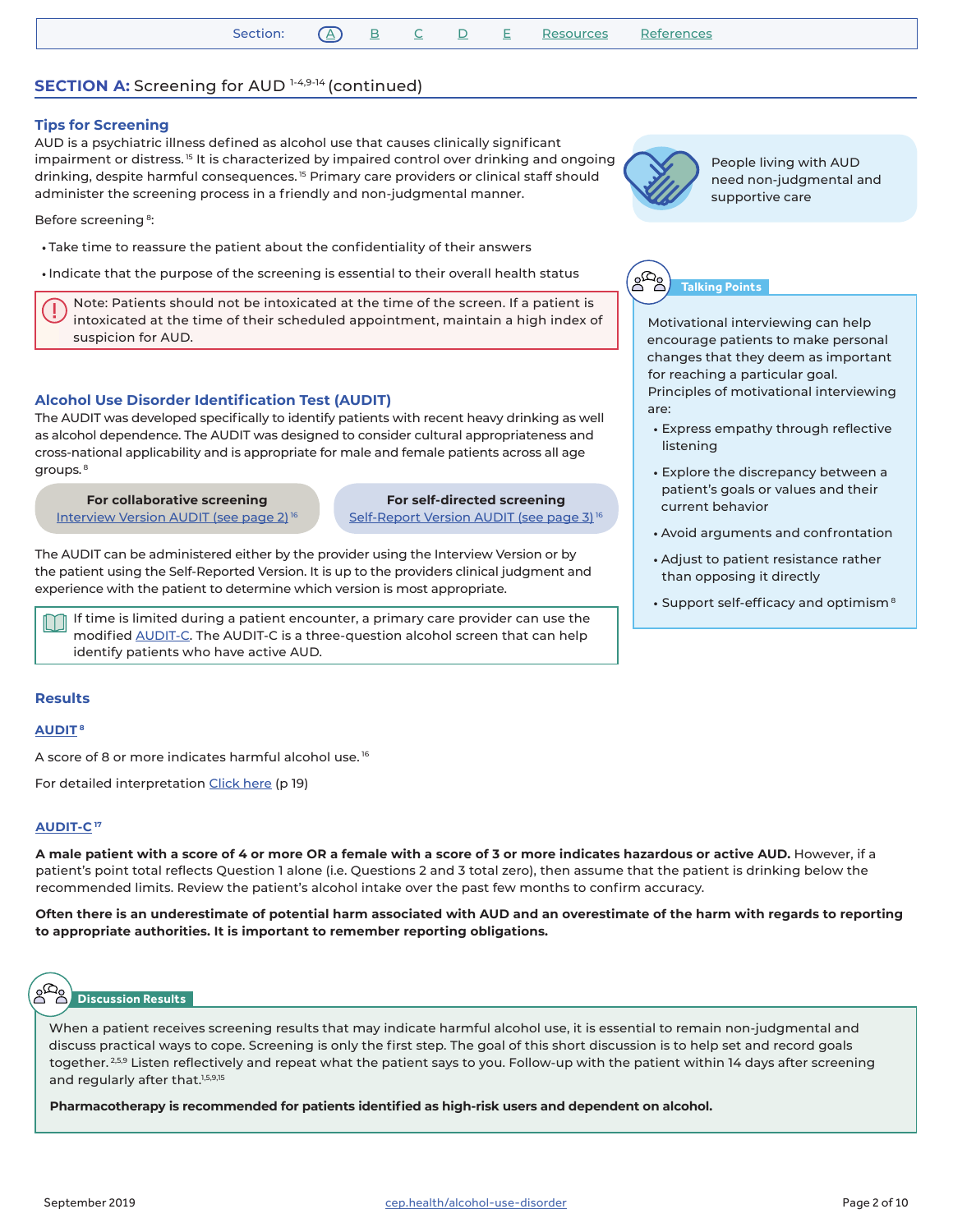## SECTION A: Screening for AUD [1-4,9-14] (continued)

### Tips for Screening

AUD is a psychiatric illness defined as alcohol use that causes clinically significant impairment or distress.[15] It is characterized by impaired control over drinking and ongoing drinking, despite harmful consequences.[15] Primary care providers or clinical staff should administer the screening process in a friendly and non-judgmental manner.

Before screening[8]:

- Take time to reassure the patient about the confidentiality of their answers
- Indicate that the purpose of the screening is essential to their overall health status

> Note: Patients should not be intoxicated at the time of the screen. If a patient is intoxicated at the time of their scheduled appointment, maintain a high index of suspicion for AUD.

People living with AUD need non-judgmental and supportive care

**Talking Points**

Motivational interviewing can help encourage patients to make personal changes that they deem as important for reaching a particular goal. Principles of motivational interviewing are:

- Express empathy through reflective listening
- Explore the discrepancy between a patient's goals or values and their current behavior
- Avoid arguments and confrontation
- Adjust to patient resistance rather than opposing it directly
- Support self-efficacy and optimism[8]

### Alcohol Use Disorder Identification Test (AUDIT)

The AUDIT was developed specifically to identify patients with recent heavy drinking as well as alcohol dependence. The AUDIT was designed to consider cultural appropriateness and cross-national applicability and is appropriate for male and female patients across all age groups.[8]

**For collaborative screening**
Interview Version AUDIT (see page 2)[16]

**For self-directed screening**
Self-Report Version AUDIT (see page 3)[16]

The AUDIT can be administered either by the provider using the Interview Version or by the patient using the Self-Reported Version. It is up to the providers clinical judgment and experience with the patient to determine which version is most appropriate.

> If time is limited during a patient encounter, a primary care provider can use the modified AUDIT-C. The AUDIT-C is a three-question alcohol screen that can help identify patients who have active AUD.

### Results

#### AUDIT[8]

A score of 8 or more indicates harmful alcohol use.[16]

For detailed interpretation Click here (p 19)

#### AUDIT-C[17]

**A male patient with a score of 4 or more OR a female with a score of 3 or more indicates hazardous or active AUD.** However, if a patient's point total reflects Question 1 alone (i.e. Questions 2 and 3 total zero), then assume that the patient is drinking below the recommended limits. Review the patient's alcohol intake over the past few months to confirm accuracy.

**Often there is an underestimate of potential harm associated with AUD and an overestimate of the harm with regards to reporting to appropriate authorities. It is important to remember reporting obligations.**

**Discussion Results**

When a patient receives screening results that may indicate harmful alcohol use, it is essential to remain non-judgmental and discuss practical ways to cope. Screening is only the first step. The goal of this short discussion is to help set and record goals together.[2,5,9] Listen reflectively and repeat what the patient says to you. Follow-up with the patient within 14 days after screening and regularly after that.[1,5,9,15]

**Pharmacotherapy is recommended for patients identified as high-risk users and dependent on alcohol.**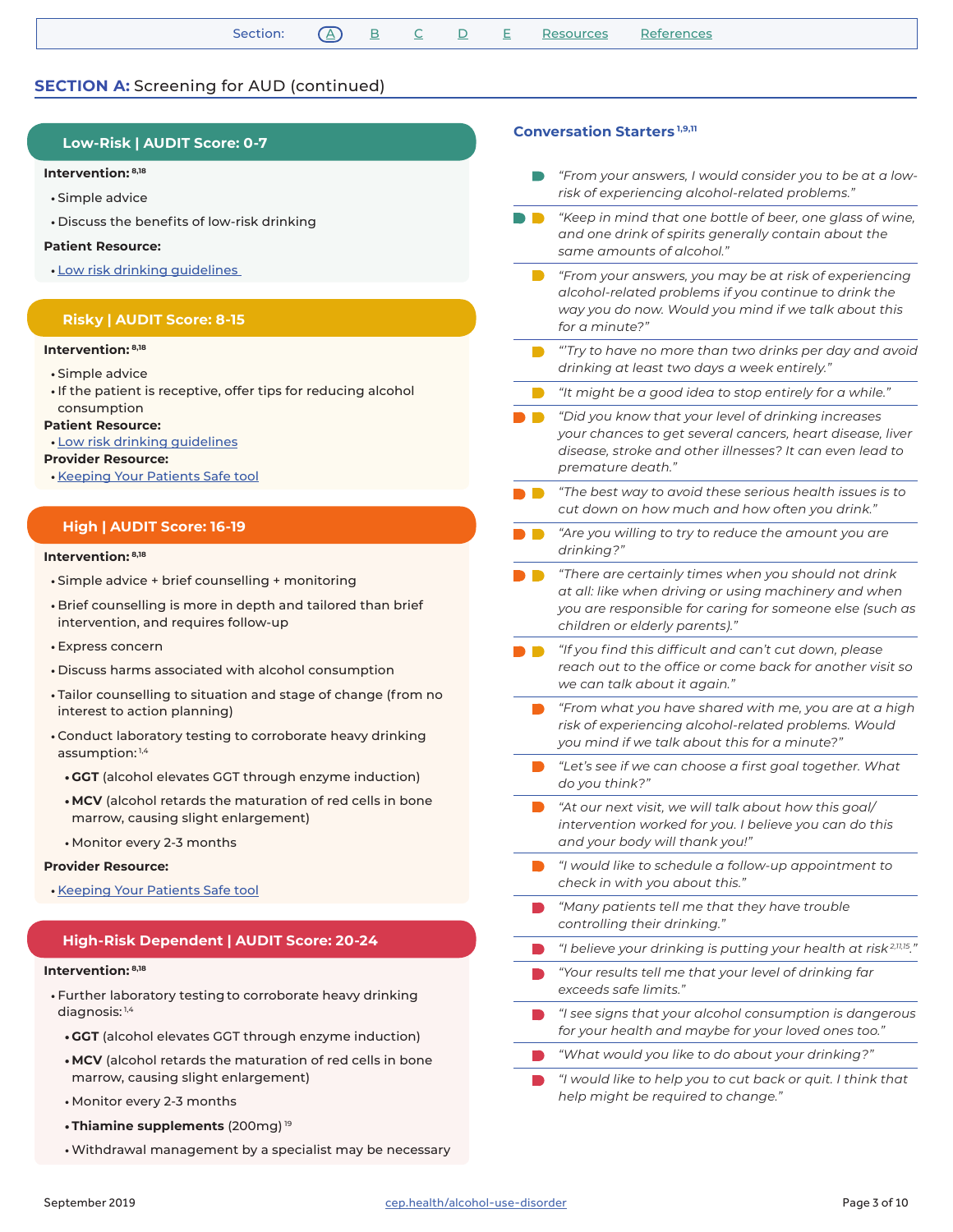Section: A B C D E Resources References

## SECTION A: Screening for AUD (continued)

### Low-Risk | AUDIT Score: 0-7

**Intervention:**[8,18]

- Simple advice
- Discuss the benefits of low-risk drinking

**Patient Resource:**

- Low risk drinking guidelines

### Risky | AUDIT Score: 8-15

**Intervention:**[8,18]

- Simple advice
- If the patient is receptive, offer tips for reducing alcohol consumption

**Patient Resource:**

- Low risk drinking guidelines

**Provider Resource:**

- Keeping Your Patients Safe tool

### High | AUDIT Score: 16-19

**Intervention:**[8,18]

- Simple advice + brief counselling + monitoring
- Brief counselling is more in depth and tailored than brief intervention, and requires follow-up
- Express concern
- Discuss harms associated with alcohol consumption
- Tailor counselling to situation and stage of change (from no interest to action planning)
- Conduct laboratory testing to corroborate heavy drinking assumption:[1,4]
  - **GGT** (alcohol elevates GGT through enzyme induction)
  - **MCV** (alcohol retards the maturation of red cells in bone marrow, causing slight enlargement)
  - Monitor every 2-3 months

**Provider Resource:**

- Keeping Your Patients Safe tool

### High-Risk Dependent | AUDIT Score: 20-24

**Intervention:**[8,18]

- Further laboratory testing to corroborate heavy drinking diagnosis:[1,4]
  - **GGT** (alcohol elevates GGT through enzyme induction)
  - **MCV** (alcohol retards the maturation of red cells in bone marrow, causing slight enlargement)
  - Monitor every 2-3 months
  - **Thiamine supplements** (200mg)[19]
  - Withdrawal management by a specialist may be necessary

### Conversation Starters[1,9,11]

- (Low-Risk) *"From your answers, I would consider you to be at a low-risk of experiencing alcohol-related problems."*
- (Low-Risk, Risky) *"Keep in mind that one bottle of beer, one glass of wine, and one drink of spirits generally contain about the same amounts of alcohol."*
- (Risky) *"From your answers, you may be at risk of experiencing alcohol-related problems if you continue to drink the way you do now. Would you mind if we talk about this for a minute?"*
- (Risky) *"'Try to have no more than two drinks per day and avoid drinking at least two days a week entirely."*
- (Risky) *"It might be a good idea to stop entirely for a while."*
- (High, Risky) *"Did you know that your level of drinking increases your chances to get several cancers, heart disease, liver disease, stroke and other illnesses? It can even lead to premature death."*
- (High, Risky) *"The best way to avoid these serious health issues is to cut down on how much and how often you drink."*
- (High, Risky) *"Are you willing to try to reduce the amount you are drinking?"*
- (High, Risky) *"There are certainly times when you should not drink at all: like when driving or using machinery and when you are responsible for caring for someone else (such as children or elderly parents)."*
- (High, Risky) *"If you find this difficult and can't cut down, please reach out to the office or come back for another visit so we can talk about it again."*
- (High) *"From what you have shared with me, you are at a high risk of experiencing alcohol-related problems. Would you mind if we talk about this for a minute?"*
- (High) *"Let's see if we can choose a first goal together. What do you think?"*
- (High) *"At our next visit, we will talk about how this goal/intervention worked for you. I believe you can do this and your body will thank you!"*
- (High) *"I would like to schedule a follow-up appointment to check in with you about this."*
- (High-Risk Dependent) *"Many patients tell me that they have trouble controlling their drinking."*
- (High-Risk Dependent) *"I believe your drinking is putting your health at risk[2,11,15]."*
- (High-Risk Dependent) *"Your results tell me that your level of drinking far exceeds safe limits."*
- (High-Risk Dependent) *"I see signs that your alcohol consumption is dangerous for your health and maybe for your loved ones too."*
- (High-Risk Dependent) *"What would you like to do about your drinking?"*
- (High-Risk Dependent) *"I would like to help you to cut back or quit. I think that help might be required to change."*

September 2019 cep.health/alcohol-use-disorder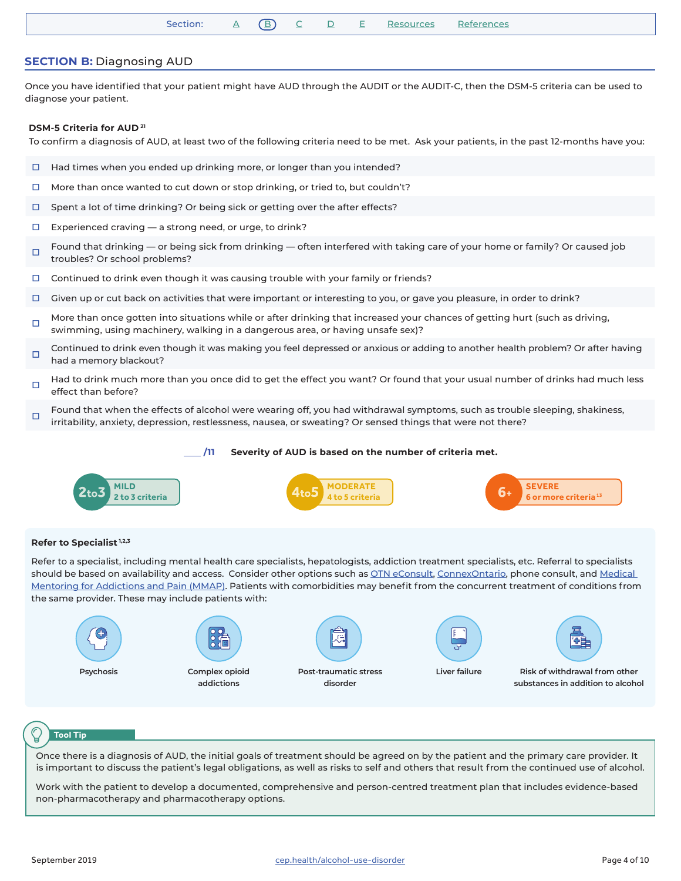Section: A B C D E Resources References

## SECTION B: Diagnosing AUD

Once you have identified that your patient might have AUD through the AUDIT or the AUDIT-C, then the DSM-5 criteria can be used to diagnose your patient.

### DSM-5 Criteria for AUD[21]

To confirm a diagnosis of AUD, at least two of the following criteria need to be met. Ask your patients, in the past 12-months have you:

- ☐ Had times when you ended up drinking more, or longer than you intended?
- ☐ More than once wanted to cut down or stop drinking, or tried to, but couldn't?
- ☐ Spent a lot of time drinking? Or being sick or getting over the after effects?
- ☐ Experienced craving — a strong need, or urge, to drink?
- ☐ Found that drinking — or being sick from drinking — often interfered with taking care of your home or family? Or caused job troubles? Or school problems?
- ☐ Continued to drink even though it was causing trouble with your family or friends?
- ☐ Given up or cut back on activities that were important or interesting to you, or gave you pleasure, in order to drink?
- ☐ More than once gotten into situations while or after drinking that increased your chances of getting hurt (such as driving, swimming, using machinery, walking in a dangerous area, or having unsafe sex)?
- ☐ Continued to drink even though it was making you feel depressed or anxious or adding to another health problem? Or after having had a memory blackout?
- ☐ Had to drink much more than you once did to get the effect you want? Or found that your usual number of drinks had much less effect than before?
- ☐ Found that when the effects of alcohol were wearing off, you had withdrawal symptoms, such as trouble sleeping, shakiness, irritability, anxiety, depression, restlessness, nausea, or sweating? Or sensed things that were not there?

___ /11 **Severity of AUD is based on the number of criteria met.**

- **2to3** MILD — 2 to 3 criteria
- **4to5** MODERATE — 4 to 5 criteria
- **6+** SEVERE — 6 or more criteria[13]

### Refer to Specialist[1,2,3]

Refer to a specialist, including mental health care specialists, hepatologists, addiction treatment specialists, etc. Referral to specialists should be based on availability and access. Consider other options such as OTN eConsult, ConnexOntario, phone consult, and Medical Mentoring for Addictions and Pain (MMAP). Patients with comorbidities may benefit from the concurrent treatment of conditions from the same provider. These may include patients with:

- Psychosis
- Complex opioid addictions
- Post-traumatic stress disorder
- Liver failure
- Risk of withdrawal from other substances in addition to alcohol

**Tool Tip**

Once there is a diagnosis of AUD, the initial goals of treatment should be agreed on by the patient and the primary care provider. It is important to discuss the patient's legal obligations, as well as risks to self and others that result from the continued use of alcohol.

Work with the patient to develop a documented, comprehensive and person-centred treatment plan that includes evidence-based non-pharmacotherapy and pharmacotherapy options.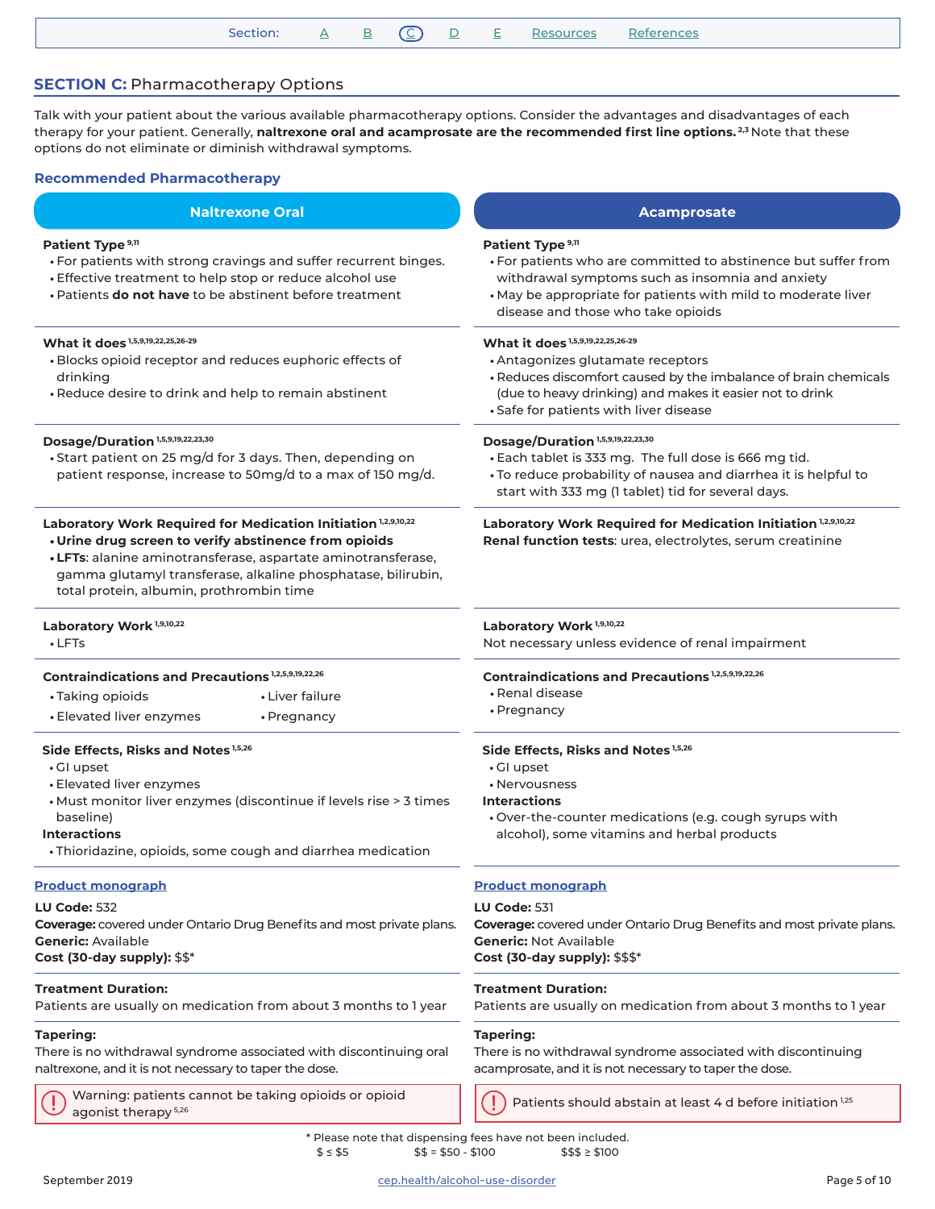Section: A B C D E Resources References

## SECTION C: Pharmacotherapy Options

Talk with your patient about the various available pharmacotherapy options. Consider the advantages and disadvantages of each therapy for your patient. Generally, **naltrexone oral and acamprosate are the recommended first line options.**[2,3] Note that these options do not eliminate or diminish withdrawal symptoms.

### Recommended Pharmacotherapy

#### Naltrexone Oral

**Patient Type**[9,11]
- For patients with strong cravings and suffer recurrent binges.
- Effective treatment to help stop or reduce alcohol use
- Patients **do not have** to be abstinent before treatment

**What it does**[1,5,9,19,22,25,26-29]
- Blocks opioid receptor and reduces euphoric effects of drinking
- Reduce desire to drink and help to remain abstinent

**Dosage/Duration**[1,5,9,19,22,23,30]
- Start patient on 25 mg/d for 3 days. Then, depending on patient response, increase to 50mg/d to a max of 150 mg/d.

**Laboratory Work Required for Medication Initiation**[1,2,9,10,22]
- **Urine drug screen to verify abstinence from opioids**
- **LFTs**: alanine aminotransferase, aspartate aminotransferase, gamma glutamyl transferase, alkaline phosphatase, bilirubin, total protein, albumin, prothrombin time

**Laboratory Work**[1,9,10,22]
- LFTs

**Contraindications and Precautions**[1,2,5,9,19,22,26]
- Taking opioids
- Elevated liver enzymes
- Liver failure
- Pregnancy

**Side Effects, Risks and Notes**[1,5,26]
- GI upset
- Elevated liver enzymes
- Must monitor liver enzymes (discontinue if levels rise > 3 times baseline)

**Interactions**
- Thioridazine, opioids, some cough and diarrhea medication

Product monograph

**LU Code:** 532
**Coverage:** covered under Ontario Drug Benefits and most private plans.
**Generic:** Available
**Cost (30-day supply):** $$*

**Treatment Duration:**
Patients are usually on medication from about 3 months to 1 year

**Tapering:**
There is no withdrawal syndrome associated with discontinuing oral naltrexone, and it is not necessary to taper the dose.

> ! Warning: patients cannot be taking opioids or opioid agonist therapy[5,26]

#### Acamprosate

**Patient Type**[9,11]
- For patients who are committed to abstinence but suffer from withdrawal symptoms such as insomnia and anxiety
- May be appropriate for patients with mild to moderate liver disease and those who take opioids

**What it does**[1,5,9,19,22,25,26-29]
- Antagonizes glutamate receptors
- Reduces discomfort caused by the imbalance of brain chemicals (due to heavy drinking) and makes it easier not to drink
- Safe for patients with liver disease

**Dosage/Duration**[1,5,9,19,22,23,30]
- Each tablet is 333 mg. The full dose is 666 mg tid.
- To reduce probability of nausea and diarrhea it is helpful to start with 333 mg (1 tablet) tid for several days.

**Laboratory Work Required for Medication Initiation**[1,2,9,10,22]
**Renal function tests**: urea, electrolytes, serum creatinine

**Laboratory Work**[1,9,10,22]
Not necessary unless evidence of renal impairment

**Contraindications and Precautions**[1,2,5,9,19,22,26]
- Renal disease
- Pregnancy

**Side Effects, Risks and Notes**[1,5,26]
- GI upset
- Nervousness

**Interactions**
- Over-the-counter medications (e.g. cough syrups with alcohol), some vitamins and herbal products

Product monograph

**LU Code:** 531
**Coverage:** covered under Ontario Drug Benefits and most private plans.
**Generic:** Not Available
**Cost (30-day supply):** $$$*

**Treatment Duration:**
Patients are usually on medication from about 3 months to 1 year

**Tapering:**
There is no withdrawal syndrome associated with discontinuing acamprosate, and it is not necessary to taper the dose.

> ! Patients should abstain at least 4 d before initiation[1,25]

* Please note that dispensing fees have not been included.
$ ≤ $5 $$ = $50 - $100 $$$ ≥ $100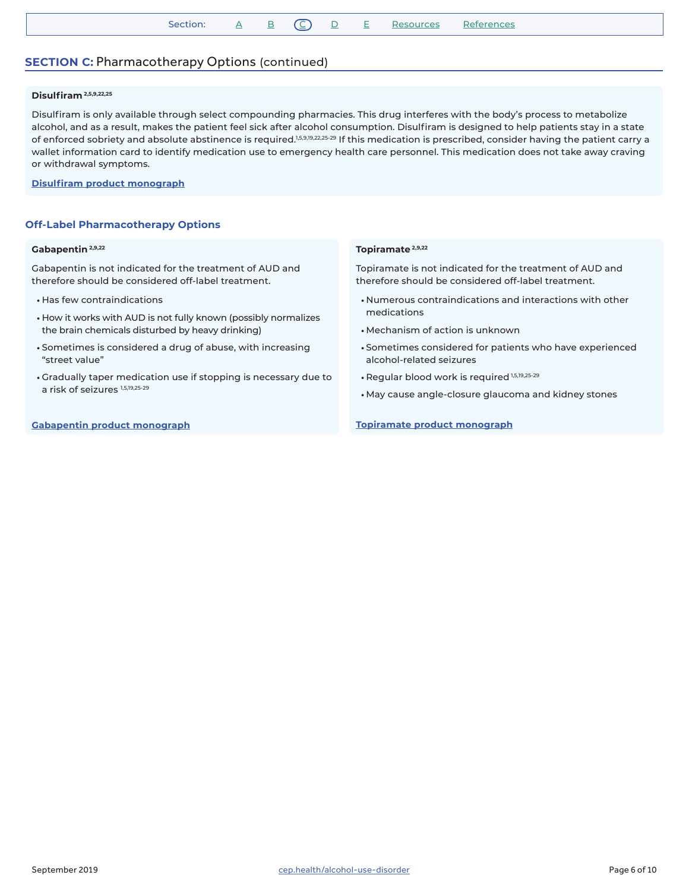## SECTION C: Pharmacotherapy Options (continued)

### Disulfiram[2,5,9,22,25]

Disulfiram is only available through select compounding pharmacies. This drug interferes with the body's process to metabolize alcohol, and as a result, makes the patient feel sick after alcohol consumption. Disulfiram is designed to help patients stay in a state of enforced sobriety and absolute abstinence is required.[1,5,9,19,22,25-29] If this medication is prescribed, consider having the patient carry a wallet information card to identify medication use to emergency health care personnel. This medication does not take away craving or withdrawal symptoms.

**Disulfiram product monograph**

### Off-Label Pharmacotherapy Options

#### Gabapentin[2,9,22]

Gabapentin is not indicated for the treatment of AUD and therefore should be considered off-label treatment.

- Has few contraindications
- How it works with AUD is not fully known (possibly normalizes the brain chemicals disturbed by heavy drinking)
- Sometimes is considered a drug of abuse, with increasing "street value"
- Gradually taper medication use if stopping is necessary due to a risk of seizures[1,5,19,25-29]

**Gabapentin product monograph**

#### Topiramate[2,9,22]

Topiramate is not indicated for the treatment of AUD and therefore should be considered off-label treatment.

- Numerous contraindications and interactions with other medications
- Mechanism of action is unknown
- Sometimes considered for patients who have experienced alcohol-related seizures
- Regular blood work is required[1,5,19,25-29]
- May cause angle-closure glaucoma and kidney stones

**Topiramate product monograph**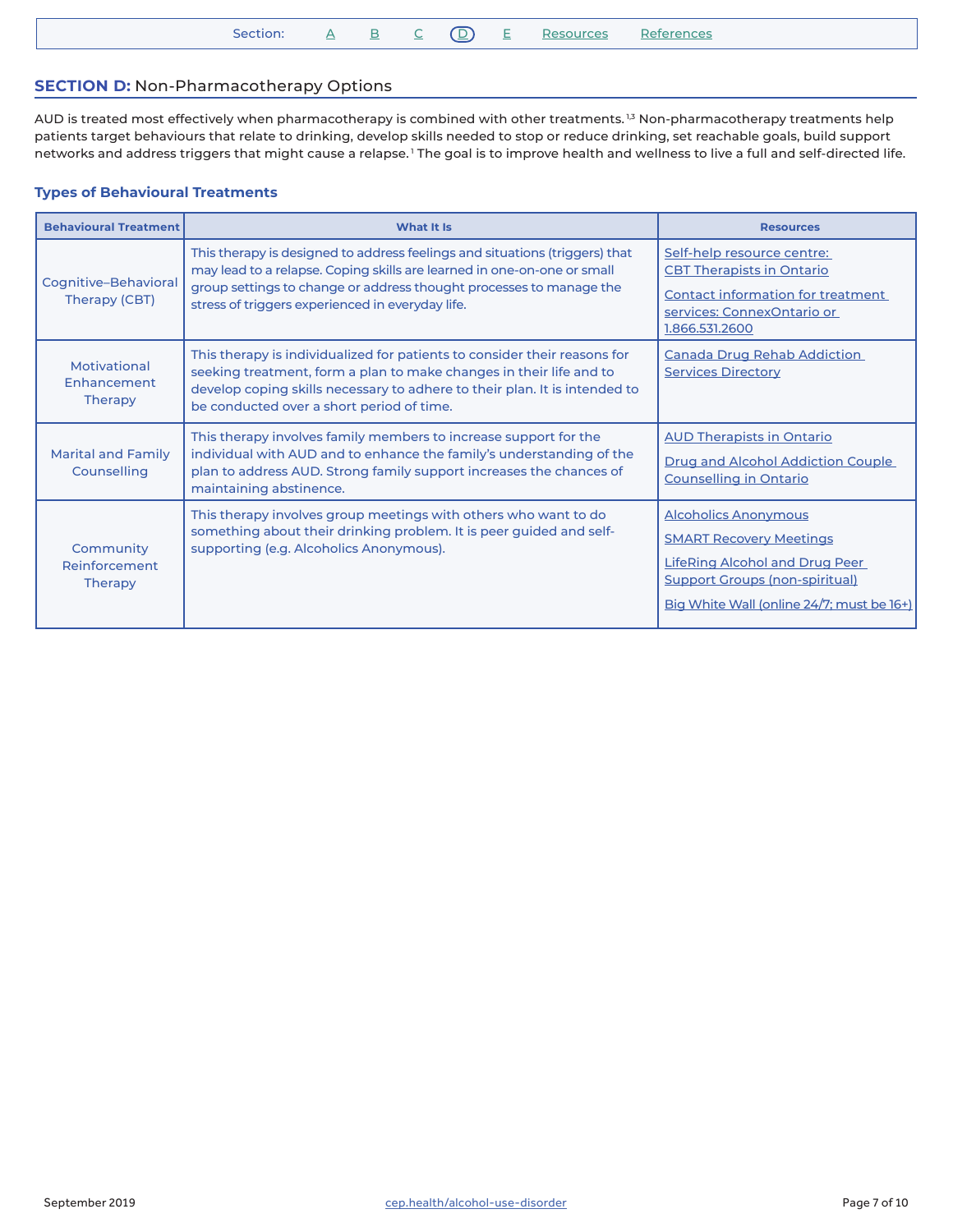Section: A B C D E Resources References

## SECTION D: Non-Pharmacotherapy Options

AUD is treated most effectively when pharmacotherapy is combined with other treatments.[1,3] Non-pharmacotherapy treatments help patients target behaviours that relate to drinking, develop skills needed to stop or reduce drinking, set reachable goals, build support networks and address triggers that might cause a relapse.[1] The goal is to improve health and wellness to live a full and self-directed life.

### Types of Behavioural Treatments

| Behavioural Treatment | What It Is | Resources |
|---|---|---|
| Cognitive–Behavioral Therapy (CBT) | This therapy is designed to address feelings and situations (triggers) that may lead to a relapse. Coping skills are learned in one-on-one or small group settings to change or address thought processes to manage the stress of triggers experienced in everyday life. | Self-help resource centre: CBT Therapists in Ontario<br>Contact information for treatment services: ConnexOntario or 1.866.531.2600 |
| Motivational Enhancement Therapy | This therapy is individualized for patients to consider their reasons for seeking treatment, form a plan to make changes in their life and to develop coping skills necessary to adhere to their plan. It is intended to be conducted over a short period of time. | Canada Drug Rehab Addiction Services Directory |
| Marital and Family Counselling | This therapy involves family members to increase support for the individual with AUD and to enhance the family's understanding of the plan to address AUD. Strong family support increases the chances of maintaining abstinence. | AUD Therapists in Ontario<br>Drug and Alcohol Addiction Couple Counselling in Ontario |
| Community Reinforcement Therapy | This therapy involves group meetings with others who want to do something about their drinking problem. It is peer guided and self-supporting (e.g. Alcoholics Anonymous). | Alcoholics Anonymous<br>SMART Recovery Meetings<br>LifeRing Alcohol and Drug Peer Support Groups (non-spiritual)<br>Big White Wall (online 24/7; must be 16+) |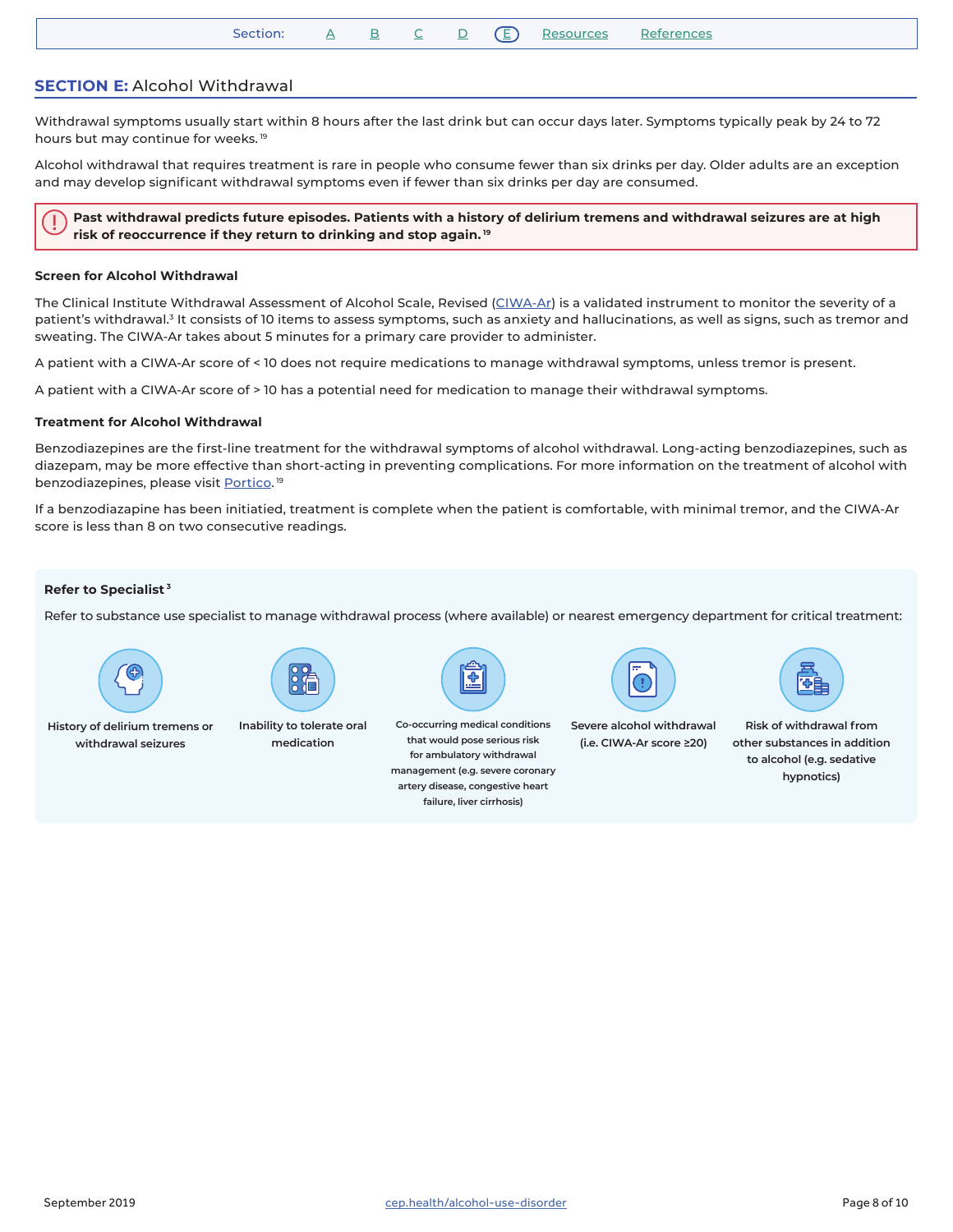## SECTION E: Alcohol Withdrawal

Withdrawal symptoms usually start within 8 hours after the last drink but can occur days later. Symptoms typically peak by 24 to 72 hours but may continue for weeks.[19]

Alcohol withdrawal that requires treatment is rare in people who consume fewer than six drinks per day. Older adults are an exception and may develop significant withdrawal symptoms even if fewer than six drinks per day are consumed.

> **Past withdrawal predicts future episodes. Patients with a history of delirium tremens and withdrawal seizures are at high risk of reoccurrence if they return to drinking and stop again.[19]**

### Screen for Alcohol Withdrawal

The Clinical Institute Withdrawal Assessment of Alcohol Scale, Revised (CIWA-Ar) is a validated instrument to monitor the severity of a patient's withdrawal.[3] It consists of 10 items to assess symptoms, such as anxiety and hallucinations, as well as signs, such as tremor and sweating. The CIWA-Ar takes about 5 minutes for a primary care provider to administer.

A patient with a CIWA-Ar score of < 10 does not require medications to manage withdrawal symptoms, unless tremor is present.

A patient with a CIWA-Ar score of > 10 has a potential need for medication to manage their withdrawal symptoms.

### Treatment for Alcohol Withdrawal

Benzodiazepines are the first-line treatment for the withdrawal symptoms of alcohol withdrawal. Long-acting benzodiazepines, such as diazepam, may be more effective than short-acting in preventing complications. For more information on the treatment of alcohol with benzodiazepines, please visit Portico.[19]

If a benzodiazapine has been initiatied, treatment is complete when the patient is comfortable, with minimal tremor, and the CIWA-Ar score is less than 8 on two consecutive readings.

### Refer to Specialist[3]

Refer to substance use specialist to manage withdrawal process (where available) or nearest emergency department for critical treatment:

- History of delirium tremens or withdrawal seizures
- Inability to tolerate oral medication
- Co-occurring medical conditions that would pose serious risk for ambulatory withdrawal management (e.g. severe coronary artery disease, congestive heart failure, liver cirrhosis)
- Severe alcohol withdrawal (i.e. CIWA-Ar score ≥20)
- Risk of withdrawal from other substances in addition to alcohol (e.g. sedative hypnotics)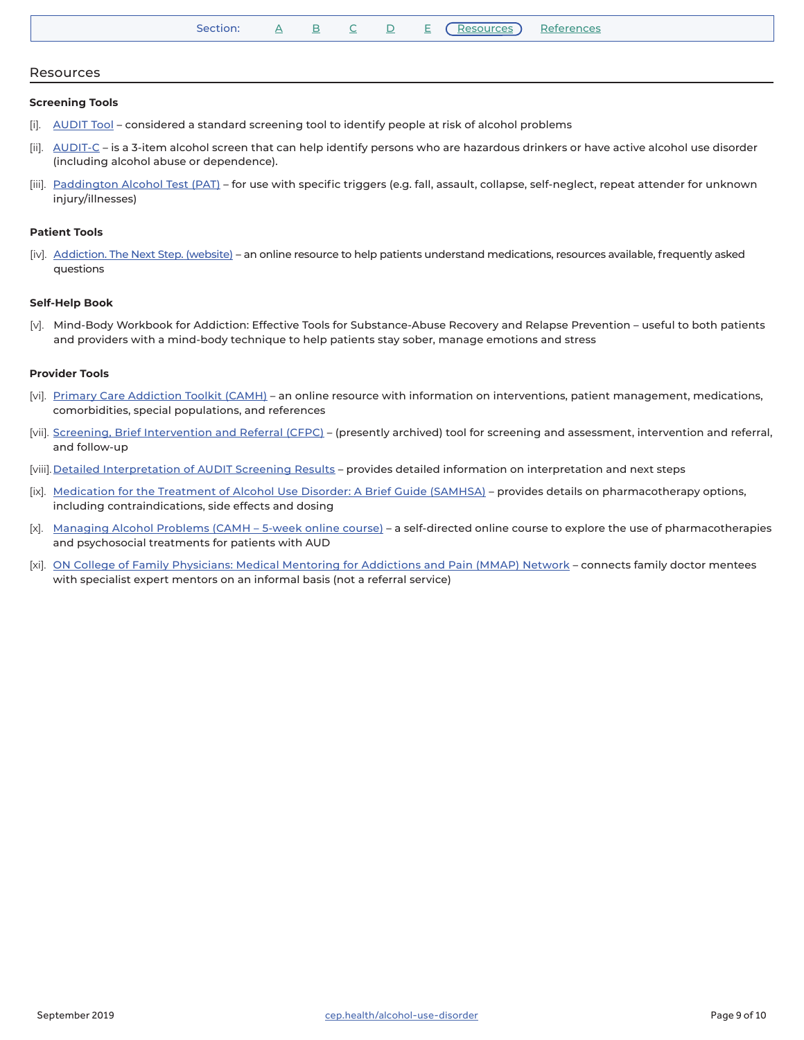## Resources

### Screening Tools

[i]. AUDIT Tool – considered a standard screening tool to identify people at risk of alcohol problems

[ii]. AUDIT-C – is a 3-item alcohol screen that can help identify persons who are hazardous drinkers or have active alcohol use disorder (including alcohol abuse or dependence).

[iii]. Paddington Alcohol Test (PAT) – for use with specific triggers (e.g. fall, assault, collapse, self-neglect, repeat attender for unknown injury/illnesses)

### Patient Tools

[iv]. Addiction. The Next Step. (website) – an online resource to help patients understand medications, resources available, frequently asked questions

### Self-Help Book

[v]. Mind-Body Workbook for Addiction: Effective Tools for Substance-Abuse Recovery and Relapse Prevention – useful to both patients and providers with a mind-body technique to help patients stay sober, manage emotions and stress

### Provider Tools

[vi]. Primary Care Addiction Toolkit (CAMH) – an online resource with information on interventions, patient management, medications, comorbidities, special populations, and references

[vii]. Screening, Brief Intervention and Referral (CFPC) – (presently archived) tool for screening and assessment, intervention and referral, and follow-up

[viii]. Detailed Interpretation of AUDIT Screening Results – provides detailed information on interpretation and next steps

[ix]. Medication for the Treatment of Alcohol Use Disorder: A Brief Guide (SAMHSA) – provides details on pharmacotherapy options, including contraindications, side effects and dosing

[x]. Managing Alcohol Problems (CAMH – 5-week online course) – a self-directed online course to explore the use of pharmacotherapies and psychosocial treatments for patients with AUD

[xi]. ON College of Family Physicians: Medical Mentoring for Addictions and Pain (MMAP) Network – connects family doctor mentees with specialist expert mentors on an informal basis (not a referral service)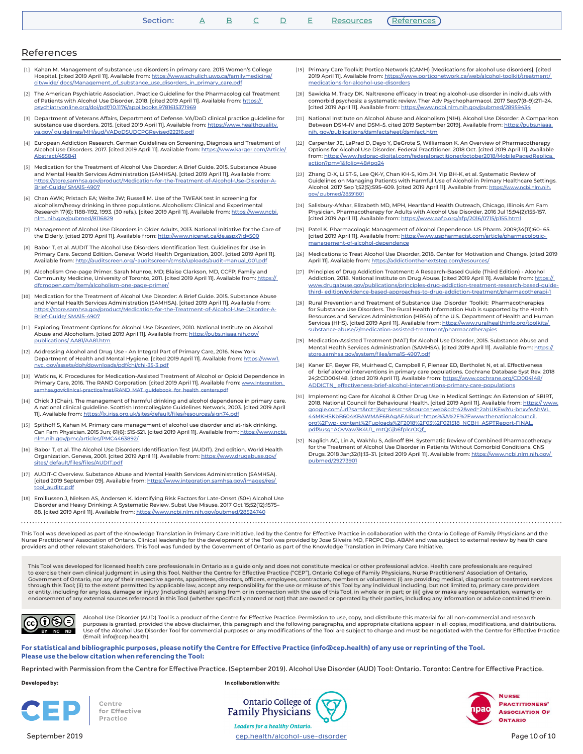## References

[1] Kahan M. Management of substance use disorders in primary care. 2015 Women's College Hospital. [cited 2019 April 11]. Available from: https://www.schulich.uwo.ca/familymedicine/citywide/ docs/Management_of_substance_use_disorders_in_primary_care.pdf

[2] The American Psychiatric Association. Practice Guideline for the Pharmacological Treatment of Patients with Alcohol Use Disorder. 2018. [cited 2019 April 11]. Available from: https://psychiatryonline.org/doi/pdf/10.1176/appi.books.9781615371969

[3] Department of Veterans Affairs, Department of Defense. VA/DoD clinical practice guideline for substance use disorders. 2015. [cited 2019 April 11]. Available from: https://www.healthquality.va.gov/ guidelines/MH/sud/VADoDSUDCPGRevised22216.pdf

[4] European Addiction Research. German Guidelines on Screening, Diagnosis and Treatment of Alcohol Use Disorders. 2017. [cited 2019 April 11]. Available from: https://www.karger.com/Article/Abstract/455841

[5] Medication for the Treatment of Alcohol Use Disorder: A Brief Guide. 2015. Substance Abuse and Mental Health Services Administration (SAMHSA). [cited 2019 April 11]. Available from: https://store.samhsa.gov/product/Medication-for-the-Treatment-of-Alcohol-Use-Disorder-A-Brief-Guide/ SMA15-4907

[6] Chan AWK; Pristach EA; Welte JW; Russell M. Use of the TWEAK test in screening for alcoholism/heavy drinking in three populations. Alcoholism: Clinical and Experimental Research 17(6): 1188-1192, 1993. (30 refs.). [cited 2019 April 11]. Available from: https://www.ncbi.nlm. nih.gov/pubmed/8116829

[7] Management of Alcohol Use Disorders in Older Adults, 2013. National Initiative for the Care of the Elderly. [cited 2019 April 11]. Available from: http://www.nicenet.ca/de.aspx?id=500

[8] Babor T, et al. AUDIT The Alcohol Use Disorders Identification Test. Guidelines for Use in Primary Care. Second Edition. Geneva: World Health Organization, 2001. [cited 2019 April 11]. Available from: http://auditscreen.org/~auditscreen/cmsb/uploads/audit-manual_001.pdf

[9] Alcoholism One-page Primer. Sarah Munroe, MD; Blaise Clarkson, MD, CCFP; Family and Community Medicine, University of Toronto, 2011. [cited 2019 April 11]. Available from: https://dfcmopen.com/item/alcoholism-one-page-primer/

[10] Medication for the Treatment of Alcohol Use Disorder: A Brief Guide. 2015. Substance Abuse and Mental Health Services Administration (SAMHSA). [cited 2019 April 11]. Available from: https://store.samhsa.gov/product/Medication-for-the-Treatment-of-Alcohol-Use-Disorder-A-Brief-Guide/ SMA15-4907

[11] Exploring Treatment Options for Alcohol Use Disorders, 2010. National Institute on Alcohol Abuse and Alcoholism. [cited 2019 April 11]. Available from: https://pubs.niaaa.nih.gov/publications/ AA81/AA81.htm

[12] Addressing Alcohol and Drug Use - An Integral Part of Primary Care, 2016. New York Department of Health and Mental Hygiene. [cited 2019 April 11]. Available from: https://www1.nyc. gov/assets/doh/downloads/pdf/chi/chi-35-3.pdf

[13] Watkins, K. Procedures for Medication-Assisted Treatment of Alcohol or Opioid Dependence in Primary Care, 2016. The RAND Corporation. [cited 2019 April 11]. Available from: www.integration.samhsa.gov/clinical-practice/mat/RAND_MAT_guidebook_for_health_centers.pdf

[14] Chick J (Chair). The management of harmful drinking and alcohol dependence in primary care. A national clinical guideline. Scottish Intercollegiate Guidelines Network, 2003. [cited 2019 April 11]. Available from: https://lx.iriss.org.uk/sites/default/files/resources/sign74.pdf

[15] Spithoff S, Kahan M. Primary care management of alcohol use disorder and at-risk drinking. Can Fam Physician. 2015 Jun; 61(6): 515-521. [cited 2019 April 11]. Available from: https://www.ncbi.nlm.nih.gov/pmc/articles/PMC4463892/

[16] Babor T, et al. The Alcohol Use Disorders Identification Test (AUDIT). 2nd edition. World Health Organization. Geneva, 2001. [cited 2019 April 11]. Available from: https://www.drugabuse.gov/sites/ default/files/files/AUDIT.pdf

[17] AUDIT-C Overview. Substance Abuse and Mental Health Services Administration (SAMHSA). [cited 2019 September 09]. Available from: https://www.integration.samhsa.gov/images/res/tool_auditc.pdf

[18] Emiliussen J, Nielsen AS, Andersen K. Identifying Risk Factors for Late-Onset (50+) Alcohol Use Disorder and Heavy Drinking: A Systematic Review. Subst Use Misuse. 2017 Oct 15;52(12):1575–88. [cited 2019 April 11]. Available from: https://www.ncbi.nlm.nih.gov/pubmed/28524740

[19] Primary Care Toolkit: Portico Network (CAMH) [Medications for alcohol use disorders]. [cited 2019 April 11]. Available from: https://www.porticonetwork.ca/web/alcohol-toolkit/treatment/medications-for-alcohol-use-disorders

[20] Sawicka M, Tracy DK. Naltrexone efficacy in treating alcohol-use disorder in individuals with comorbid psychosis: a systematic review. Ther Adv Psychopharmacol. 2017 Sep;7(8–9):211–24. [cited 2019 April 11]. Available from: https://www.ncbi.nlm.nih.gov/pubmed/28959434

[21] National Institute on Alcohol Abuse and Alcoholism (NIH). Alcohol Use Disorder: A Comparison Between DSM–IV and DSM–5. cited 2019 September 2019]. Available from: https://pubs.niaaa.nih. gov/publications/dsmfactsheet/dsmfact.htm

[22] Carpenter JE, LaPrad D, Dayo Y, DeGrote S, Williamson K. An Overview of Pharmacotherapy Options for Alcohol Use Disorder. Federal Practitioner. 2018 Oct. [cited 2019 April 11]. Available from: https://www.fedprac-digital.com/federalpractitioner/october2018/MobilePagedReplica.action?pm=1&folio=48#pg24

[23] Zhang D-X, Li ST-S, Lee QK-Y, Chan KH-S, Kim JH, Yip BH-K, et al. Systematic Review of Guidelines on Managing Patients with Harmful Use of Alcohol in Primary Healthcare Settings. Alcohol. 2017 Sep 1;52(5):595–609. [cited 2019 April 11]. Available from: https://www.ncbi.nlm.nih.gov/ pubmed/28591801

[24] Salisbury-Afshar, Elizabeth MD, MPH, Heartland Health Outreach, Chicago, Illinois Am Fam Physician. Pharmacotherapy for Adults with Alcohol Use Disorder. 2016 Jul 15;94(2):155-157. [cited 2019 April 11]. Available from: https://www.aafp.org/afp/2016/0715/p155.html

[25] Patel K. Pharmacologic Management of Alcohol Dependence. US Pharm. 2009;34(11):60- 65. [cited 2019 April 11]. Available from: https://www.uspharmacist.com/article/pharmacologic-management-of-alcohol-dependence

[26] Medications to Treat Alcohol Use Disorder, 2018. Center for Motivation and Change. [cited 2019 April 11]. Available from: https://addictionthenextstep.com/resources/

[27] Principles of Drug Addiction Treatment: A Research-Based Guide (Third Edition) - Alcohol Addiction, 2018. National Institute on Drug Abuse. [cited 2019 April 11]. Available from: https://www.drugabuse.gov/publications/principles-drug-addiction-treatment-research-based-guide-third- edition/evidence-based-approaches-to-drug-addiction-treatment/pharmacotherapi-1

[28] Rural Prevention and Treatment of Substance Use Disorder Toolkit: Pharmacotherapies for Substance Use Disorders. The Rural Health Information Hub is supported by the Health Resources and Services Administration (HRSA) of the U.S. Department of Health and Human Services (HHS). [cited 2019 April 11]. Available from: https://www.ruralhealthinfo.org/toolkits/substance-abuse/2/medication-assisted-treatment/pharmacotherapies

[29] Medication-Assisted Treatment (MAT) for Alcohol Use Disorder, 2015. Substance Abuse and Mental Health Services Administration (SAMHSA). [cited 2019 April 11]. Available from: https://store.samhsa.gov/system/files/sma15-4907.pdf

[30] Kaner EF, Beyer FR, Muirhead C, Campbell F, Pienaar ED, Bertholet N, et al. Effectiveness of brief alcohol interventions in primary care populations. Cochrane Database Syst Rev. 2018 24;2:CD004148. [cited 2019 April 11]. Available from: https://www.cochrane.org/CD004148/ADDICTN_ effectiveness-brief-alcohol-interventions-primary-care-populations

[31] Implementing Care for Alcohol & Other Drug Use in Medical Settings: An Extension of SBIRT, 2018. National Council for Behavioural Health. [cited 2019 April 11]. Available from: https:// www.google.com/url?sa=t&rct=j&q=&esrc=s&source=web&cd=42&ved=2ahUKEwiYu-bnxvfeAhWL44MKHSKbB604KBAWMAF6BAgAEAI&url=https%3A%2F%2Fwww.thenationalcouncil.org%2Fwp- content%2Fuploads%2F2018%2F03%2F021518_NCBH_ASPTReport-FINAL.pdf&usg=AOvVaw3K4U1_ mtQGjb6fplcrOQf_

[32] Naglich AC, Lin A, Wakhlu S, Adinoff BH. Systematic Review of Combined Pharmacotherapy for the Treatment of Alcohol Use Disorder in Patients Without Comorbid Conditions. CNS Drugs. 2018 Jan;32(1):13–31. [cited 2019 April 11]. Available from: https://www.ncbi.nlm.nih.gov/pubmed/29273901

This Tool was developed as part of the Knowledge Translation in Primary Care Initiative, led by the Centre for Effective Practice in collaboration with the Ontario College of Family Physicians and the Nurse Practitioners' Association of Ontario. Clinical leadership for the development of the Tool was provided by Jose Silveira MD, FRCPC Dip. ABAM and was subject to external review by health care providers and other relevant stakeholders. This Tool was funded by the Government of Ontario as part of the Knowledge Translation in Primary Care Initiative.

This Tool was developed for licensed health care professionals in Ontario as a guide only and does not constitute medical or other professional advice. Health care professionals are required to exercise their own clinical judgment in using this Tool. Neither the Centre for Effective Practice ("CEP"), Ontario College of Family Physicians, Nurse Practitioners' Association of Ontario, Government of Ontario, nor any of their respective agents, appointees, directors, officers, employees, contractors, members or volunteers: (i) are providing medical, diagnostic or treatment services through this Tool; (ii) to the extent permitted by applicable law, accept any responsibility for the use or misuse of this Tool by any individual including, but not limited to, primary care providers or entity, including for any loss, damage or injury (including death) arising from or in connection with the use of this Tool, in whole or in part; or (iii) give or make any representation, warranty or endorsement of any external sources referenced in this Tool (whether specifically named or not) that are owned or operated by third parties, including any information or advice contained therein.

Alcohol Use Disorder (AUD) Tool is a product of the Centre for Effective Practice. Permission to use, copy, and distribute this material for all non-commercial and research purposes is granted, provided the above disclaimer, this paragraph and the following paragraphs, and appropriate citations appear in all copies, modifications, and distributions. Use of the Alcohol Use Disorder Tool for commercial purposes or any modifications of the Tool are subject to charge and must be negotiated with the Centre for Effective Practice (Email: info@cep.health).

**For statistical and bibliographic purposes, please notify the Centre for Effective Practice (info@cep.health) of any use or reprinting of the Tool. Please use the below citation when referencing the Tool:**

Reprinted with Permission from the Centre for Effective Practice. (September 2019). Alcohol Use Disorder (AUD) Tool: Ontario. Toronto: Centre for Effective Practice.

**Developed by:** Centre for Effective Practice

**In collaboration with:** Ontario College of Family Physicians — Leaders for a healthy Ontario. Nurse Practitioners' Association of Ontario

September 2019

cep.health/alcohol-use-disorder